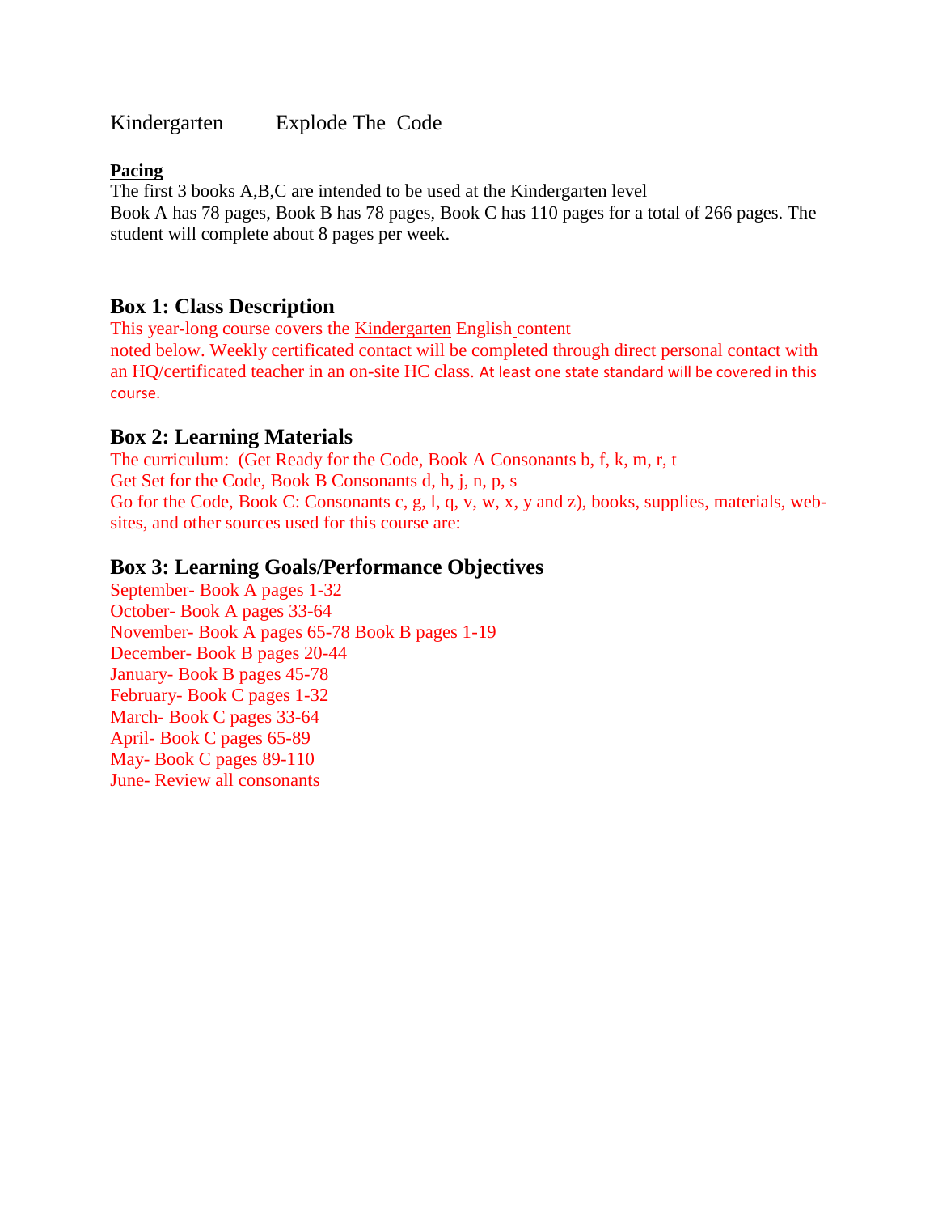Kindergarten Explode The Code

**Pacing**

The first 3 books A,B,C are intended to be used at the Kindergarten level
Book A has 78 pages, Book B has 78 pages, Book C has 110 pages for a total of 266 pages. The student will complete about 8 pages per week.

## Box 1: Class Description

This year-long course covers the Kindergarten English content
noted below. Weekly certificated contact will be completed through direct personal contact with an HQ/certificated teacher in an on-site HC class. At least one state standard will be covered in this course.

## Box 2: Learning Materials

The curriculum: (Get Ready for the Code, Book A Consonants b, f, k, m, r, t
Get Set for the Code, Book B Consonants d, h, j, n, p, s
Go for the Code, Book C: Consonants c, g, l, q, v, w, x, y and z), books, supplies, materials, web-sites, and other sources used for this course are:

## Box 3: Learning Goals/Performance Objectives

September- Book A pages 1-32
October- Book A pages 33-64
November- Book A pages 65-78 Book B pages 1-19
December- Book B pages 20-44
January- Book B pages 45-78
February- Book C pages 1-32
March- Book C pages 33-64
April- Book C pages 65-89
May- Book C pages 89-110
June- Review all consonants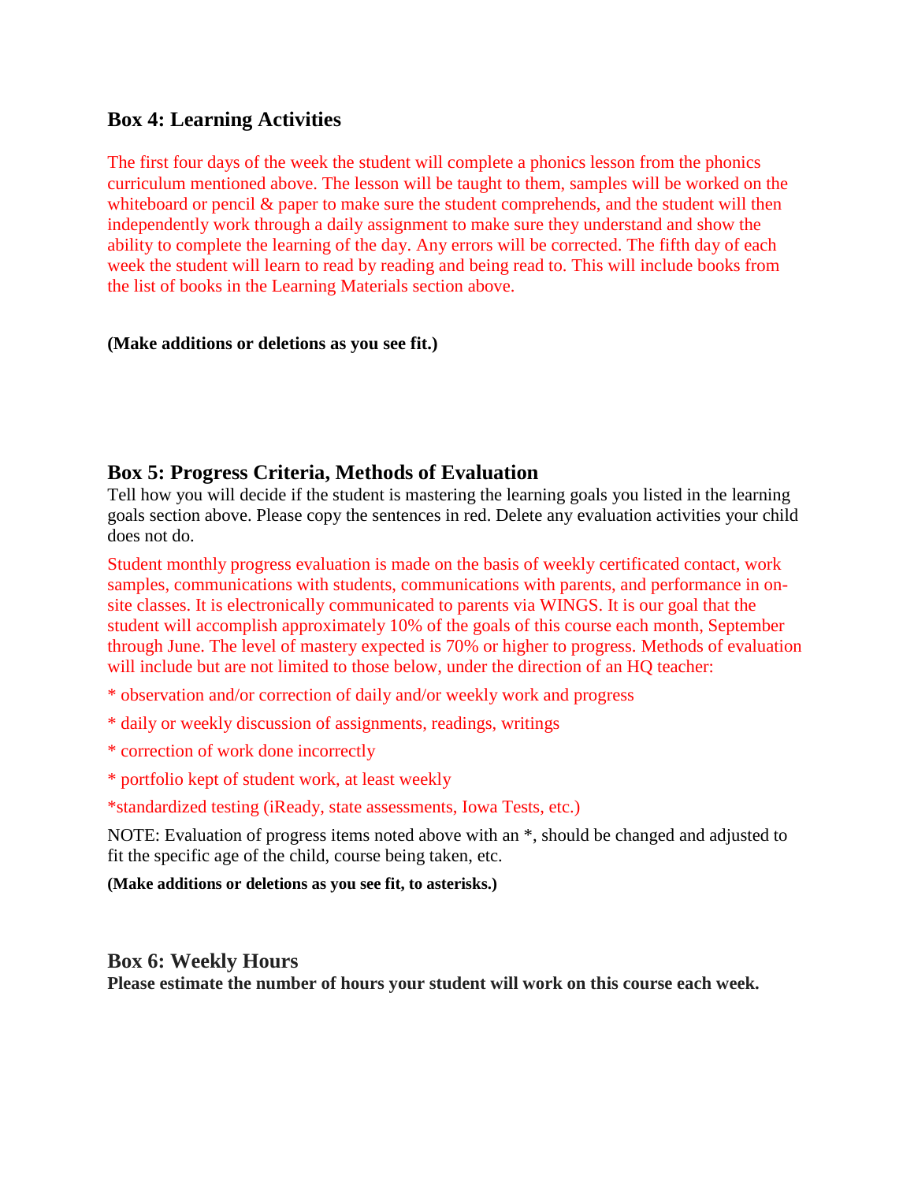## Box 4: Learning Activities

The first four days of the week the student will complete a phonics lesson from the phonics curriculum mentioned above. The lesson will be taught to them, samples will be worked on the whiteboard or pencil & paper to make sure the student comprehends, and the student will then independently work through a daily assignment to make sure they understand and show the ability to complete the learning of the day. Any errors will be corrected. The fifth day of each week the student will learn to read by reading and being read to. This will include books from the list of books in the Learning Materials section above.

**(Make additions or deletions as you see fit.)**

## Box 5: Progress Criteria, Methods of Evaluation

Tell how you will decide if the student is mastering the learning goals you listed in the learning goals section above. Please copy the sentences in red. Delete any evaluation activities your child does not do.

Student monthly progress evaluation is made on the basis of weekly certificated contact, work samples, communications with students, communications with parents, and performance in on-site classes. It is electronically communicated to parents via WINGS. It is our goal that the student will accomplish approximately 10% of the goals of this course each month, September through June. The level of mastery expected is 70% or higher to progress. Methods of evaluation will include but are not limited to those below, under the direction of an HQ teacher:

* observation and/or correction of daily and/or weekly work and progress

* daily or weekly discussion of assignments, readings, writings

* correction of work done incorrectly

* portfolio kept of student work, at least weekly

*standardized testing (iReady, state assessments, Iowa Tests, etc.)

NOTE: Evaluation of progress items noted above with an *, should be changed and adjusted to fit the specific age of the child, course being taken, etc.

**(Make additions or deletions as you see fit, to asterisks.)**

## Box 6: Weekly Hours

**Please estimate the number of hours your student will work on this course each week.**